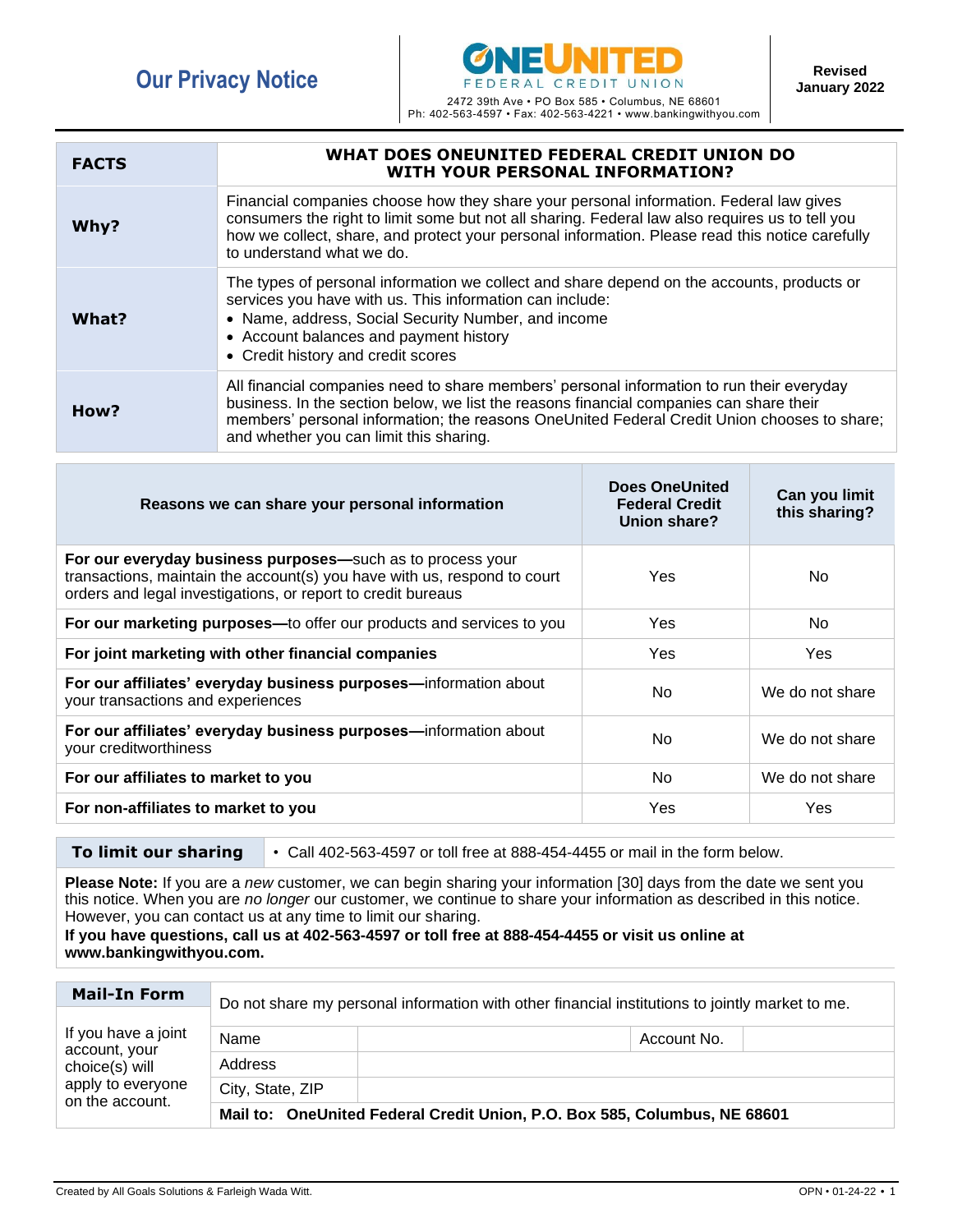# Our Privacy Notice

**ONEUNITED FEDERAL CREDIT UNION**

2472 39th Ave • PO Box 585 • Columbus, NE 68601
Ph: 402-563-4597 • Fax: 402-563-4221 • www.bankingwithyou.com

**Revised January 2022**

| **FACTS** | **WHAT DOES ONEUNITED FEDERAL CREDIT UNION DO WITH YOUR PERSONAL INFORMATION?** |
|---|---|
| **Why?** | Financial companies choose how they share your personal information. Federal law gives consumers the right to limit some but not all sharing. Federal law also requires us to tell you how we collect, share, and protect your personal information. Please read this notice carefully to understand what we do. |
| **What?** | The types of personal information we collect and share depend on the accounts, products or services you have with us. This information can include:<br>• Name, address, Social Security Number, and income<br>• Account balances and payment history<br>• Credit history and credit scores |
| **How?** | All financial companies need to share members' personal information to run their everyday business. In the section below, we list the reasons financial companies can share their members' personal information; the reasons OneUnited Federal Credit Union chooses to share; and whether you can limit this sharing. |

| Reasons we can share your personal information | Does OneUnited Federal Credit Union share? | Can you limit this sharing? |
|---|---|---|
| **For our everyday business purposes—**such as to process your transactions, maintain the account(s) you have with us, respond to court orders and legal investigations, or report to credit bureaus | Yes | No |
| **For our marketing purposes—**to offer our products and services to you | Yes | No |
| **For joint marketing with other financial companies** | Yes | Yes |
| **For our affiliates' everyday business purposes—**information about your transactions and experiences | No | We do not share |
| **For our affiliates' everyday business purposes—**information about your creditworthiness | No | We do not share |
| **For our affiliates to market to you** | No | We do not share |
| **For non-affiliates to market to you** | Yes | Yes |

| **To limit our sharing** | • Call 402-563-4597 or toll free at 888-454-4455 or mail in the form below. |
|---|---|

**Please Note:** If you are a *new* customer, we can begin sharing your information [30] days from the date we sent you this notice. When you are *no longer* our customer, we continue to share your information as described in this notice. However, you can contact us at any time to limit our sharing.

**If you have questions, call us at 402-563-4597 or toll free at 888-454-4455 or visit us online at www.bankingwithyou.com.**

| **Mail-In Form** | Do not share my personal information with other financial institutions to jointly market to me. | | | |
|---|---|---|---|---|
| If you have a joint account, your choice(s) will apply to everyone on the account. | Name | | Account No. | |
| | Address | | | |
| | City, State, ZIP | | | |
| | **Mail to: OneUnited Federal Credit Union, P.O. Box 585, Columbus, NE 68601** | | | |

Created by All Goals Solutions & Farleigh Wada Witt.

OPN • 01-24-22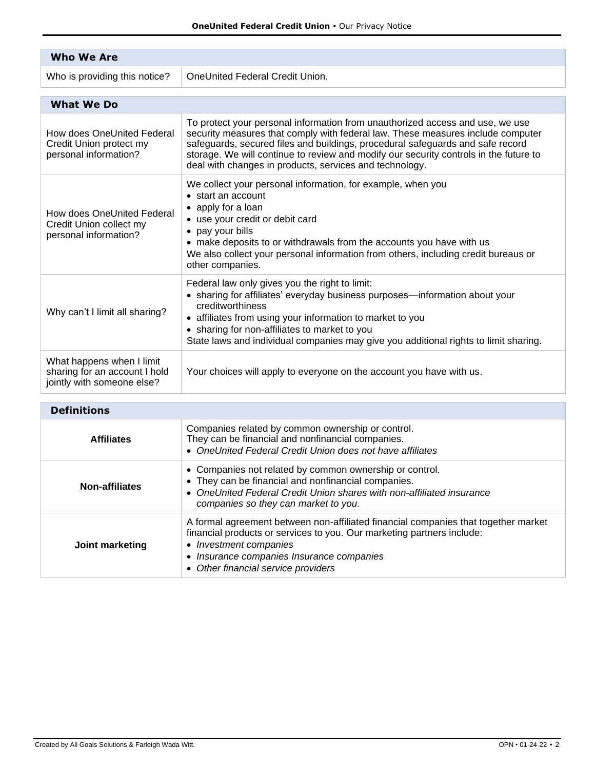| Who We Are | |
|---|---|
| Who is providing this notice? | OneUnited Federal Credit Union. |

| What We Do | |
|---|---|
| How does OneUnited Federal Credit Union protect my personal information? | To protect your personal information from unauthorized access and use, we use security measures that comply with federal law. These measures include computer safeguards, secured files and buildings, procedural safeguards and safe record storage. We will continue to review and modify our security controls in the future to deal with changes in products, services and technology. |
| How does OneUnited Federal Credit Union collect my personal information? | We collect your personal information, for example, when you<br>• start an account<br>• apply for a loan<br>• use your credit or debit card<br>• pay your bills<br>• make deposits to or withdrawals from the accounts you have with us<br>We also collect your personal information from others, including credit bureaus or other companies. |
| Why can't I limit all sharing? | Federal law only gives you the right to limit:<br>• sharing for affiliates' everyday business purposes—information about your creditworthiness<br>• affiliates from using your information to market to you<br>• sharing for non-affiliates to market to you<br>State laws and individual companies may give you additional rights to limit sharing. |
| What happens when I limit sharing for an account I hold jointly with someone else? | Your choices will apply to everyone on the account you have with us. |

| Definitions | |
|---|---|
| **Affiliates** | Companies related by common ownership or control.<br>They can be financial and nonfinancial companies.<br>• *OneUnited Federal Credit Union does not have affiliates* |
| **Non-affiliates** | • Companies not related by common ownership or control.<br>• They can be financial and nonfinancial companies.<br>• *OneUnited Federal Credit Union shares with non-affiliated insurance companies so they can market to you.* |
| **Joint marketing** | A formal agreement between non-affiliated financial companies that together market financial products or services to you. Our marketing partners include:<br>• *Investment companies*<br>• *Insurance companies Insurance companies*<br>• *Other financial service providers* |

Created by All Goals Solutions & Farleigh Wada Witt.

OPN • 01-24-22